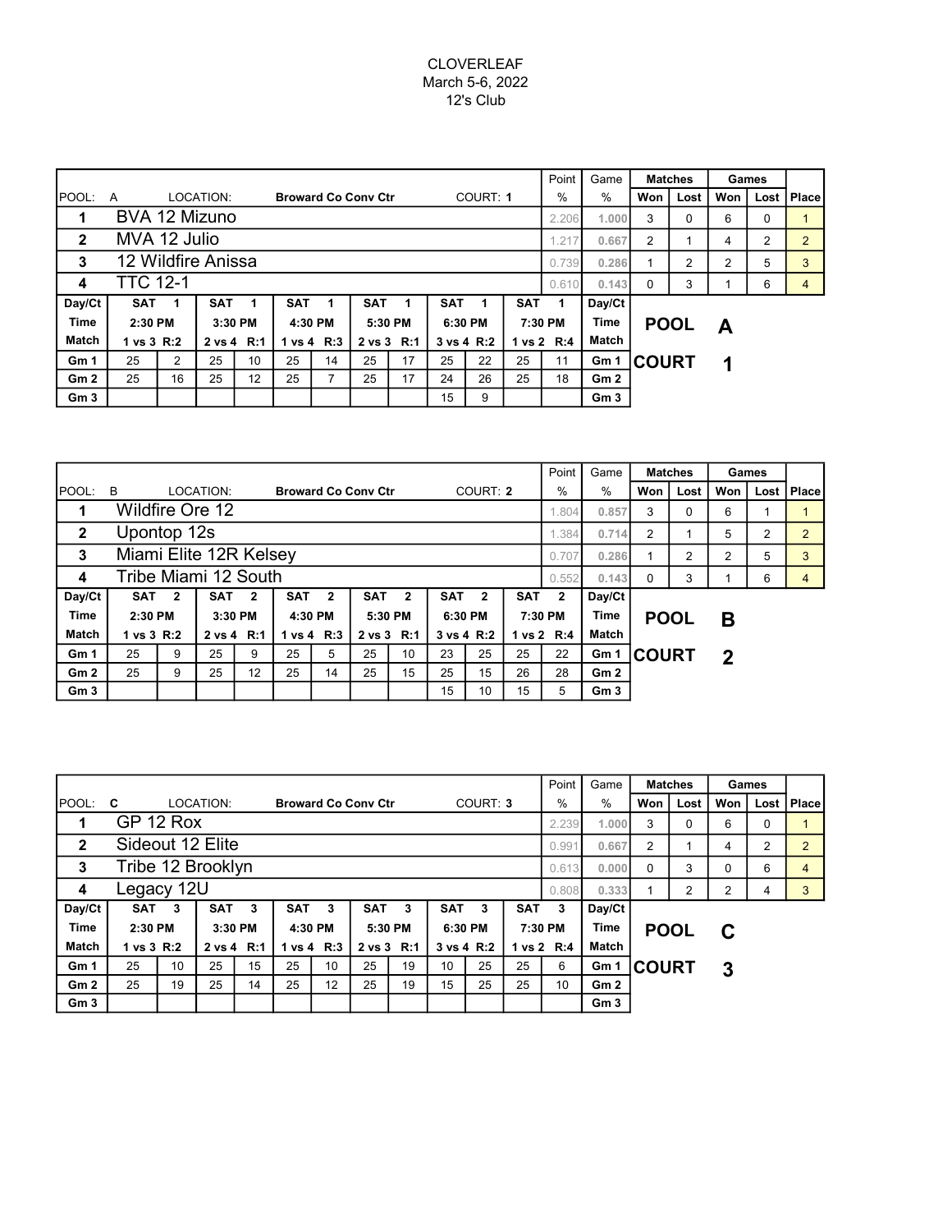CLOVERLEAF
March 5-6, 2022
12's Club

| POOL: A | LOCATION: Broward Co Conv Ctr | COURT: 1 | Point % | Game % | Matches Won | Matches Lost | Games Won | Games Lost | Place |
|---|---|---|---|---|---|---|---|---|---|
| 1 | BVA 12 Mizuno | | 2.206 | 1.000 | 3 | 0 | 6 | 0 | 1 |
| 2 | MVA 12 Julio | | 1.217 | 0.667 | 2 | 1 | 4 | 2 | 2 |
| 3 | 12 Wildfire Anissa | | 0.739 | 0.286 | 1 | 2 | 2 | 5 | 3 |
| 4 | TTC 12-1 | | 0.610 | 0.143 | 0 | 3 | 1 | 6 | 4 |

| Day/Ct | SAT 1 | | SAT 1 | | SAT 1 | | SAT 1 | | SAT 1 | | SAT 1 | | Day/Ct |
|---|---|---|---|---|---|---|---|---|---|---|---|---|---|
| Time | 2:30 PM | | 3:30 PM | | 4:30 PM | | 5:30 PM | | 6:30 PM | | 7:30 PM | | Time |
| Match | 1 vs 3 R:2 | | 2 vs 4 R:1 | | 1 vs 4 R:3 | | 2 vs 3 R:1 | | 3 vs 4 R:2 | | 1 vs 2 R:4 | | Match |
| Gm 1 | 25 | 2 | 25 | 10 | 25 | 14 | 25 | 17 | 25 | 22 | 25 | 11 | Gm 1 |
| Gm 2 | 25 | 16 | 25 | 12 | 25 | 7 | 25 | 17 | 24 | 26 | 25 | 18 | Gm 2 |
| Gm 3 | | | | | | | | | 15 | 9 | | | Gm 3 |

**POOL A**
**COURT 1**

| POOL: B | LOCATION: Broward Co Conv Ctr | COURT: 2 | Point % | Game % | Matches Won | Matches Lost | Games Won | Games Lost | Place |
|---|---|---|---|---|---|---|---|---|---|
| 1 | Wildfire Ore 12 | | 1.804 | 0.857 | 3 | 0 | 6 | 1 | 1 |
| 2 | Upontop 12s | | 1.384 | 0.714 | 2 | 1 | 5 | 2 | 2 |
| 3 | Miami Elite 12R Kelsey | | 0.707 | 0.286 | 1 | 2 | 2 | 5 | 3 |
| 4 | Tribe Miami 12 South | | 0.552 | 0.143 | 0 | 3 | 1 | 6 | 4 |

| Day/Ct | SAT 2 | | SAT 2 | | SAT 2 | | SAT 2 | | SAT 2 | | SAT 2 | | Day/Ct |
|---|---|---|---|---|---|---|---|---|---|---|---|---|---|
| Time | 2:30 PM | | 3:30 PM | | 4:30 PM | | 5:30 PM | | 6:30 PM | | 7:30 PM | | Time |
| Match | 1 vs 3 R:2 | | 2 vs 4 R:1 | | 1 vs 4 R:3 | | 2 vs 3 R:1 | | 3 vs 4 R:2 | | 1 vs 2 R:4 | | Match |
| Gm 1 | 25 | 9 | 25 | 9 | 25 | 5 | 25 | 10 | 23 | 25 | 25 | 22 | Gm 1 |
| Gm 2 | 25 | 9 | 25 | 12 | 25 | 14 | 25 | 15 | 25 | 15 | 26 | 28 | Gm 2 |
| Gm 3 | | | | | | | | | 15 | 10 | 15 | 5 | Gm 3 |

**POOL B**
**COURT 2**

| POOL: C | LOCATION: Broward Co Conv Ctr | COURT: 3 | Point % | Game % | Matches Won | Matches Lost | Games Won | Games Lost | Place |
|---|---|---|---|---|---|---|---|---|---|
| 1 | GP 12 Rox | | 2.239 | 1.000 | 3 | 0 | 6 | 0 | 1 |
| 2 | Sideout 12 Elite | | 0.991 | 0.667 | 2 | 1 | 4 | 2 | 2 |
| 3 | Tribe 12 Brooklyn | | 0.613 | 0.000 | 0 | 3 | 0 | 6 | 4 |
| 4 | Legacy 12U | | 0.808 | 0.333 | 1 | 2 | 2 | 4 | 3 |

| Day/Ct | SAT 3 | | SAT 3 | | SAT 3 | | SAT 3 | | SAT 3 | | SAT 3 | | Day/Ct |
|---|---|---|---|---|---|---|---|---|---|---|---|---|---|
| Time | 2:30 PM | | 3:30 PM | | 4:30 PM | | 5:30 PM | | 6:30 PM | | 7:30 PM | | Time |
| Match | 1 vs 3 R:2 | | 2 vs 4 R:1 | | 1 vs 4 R:3 | | 2 vs 3 R:1 | | 3 vs 4 R:2 | | 1 vs 2 R:4 | | Match |
| Gm 1 | 25 | 10 | 25 | 15 | 25 | 10 | 25 | 19 | 10 | 25 | 25 | 6 | Gm 1 |
| Gm 2 | 25 | 19 | 25 | 14 | 25 | 12 | 25 | 19 | 15 | 25 | 25 | 10 | Gm 2 |
| Gm 3 | | | | | | | | | | | | | Gm 3 |

**POOL C**
**COURT 3**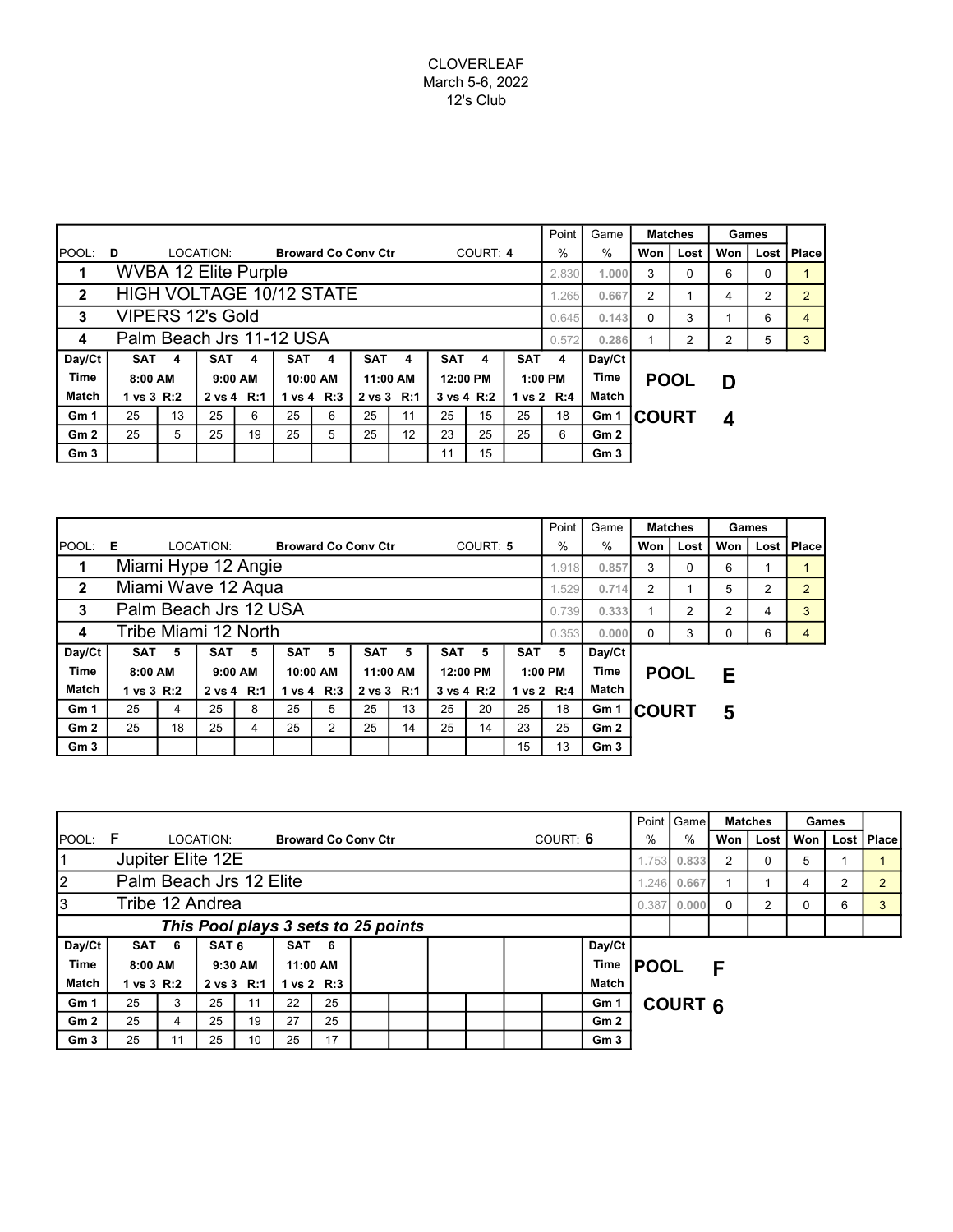CLOVERLEAF
March 5-6, 2022
12's Club

| POOL: D | LOCATION: Broward Co Conv Ctr | COURT: 4 | Point % | Game % | Matches Won | Matches Lost | Games Won | Games Lost | Place |
|---|---|---|---|---|---|---|---|---|---|
| 1 | WVBA 12 Elite Purple | | 2.830 | 1.000 | 3 | 0 | 6 | 0 | 1 |
| 2 | HIGH VOLTAGE 10/12 STATE | | 1.265 | 0.667 | 2 | 1 | 4 | 2 | 2 |
| 3 | VIPERS 12's Gold | | 0.645 | 0.143 | 0 | 3 | 1 | 6 | 4 |
| 4 | Palm Beach Jrs 11-12 USA | | 0.572 | 0.286 | 1 | 2 | 2 | 5 | 3 |

**POOL D**
**COURT 4**

| Day/Ct | SAT 4 | | SAT 4 | | SAT 4 | | SAT 4 | | SAT 4 | | SAT 4 | | Day/Ct |
|---|---|---|---|---|---|---|---|---|---|---|---|---|---|
| Time | 8:00 AM | | 9:00 AM | | 10:00 AM | | 11:00 AM | | 12:00 PM | | 1:00 PM | | Time |
| Match | 1 vs 3 R:2 | | 2 vs 4 R:1 | | 1 vs 4 R:3 | | 2 vs 3 R:1 | | 3 vs 4 R:2 | | 1 vs 2 R:4 | | Match |
| Gm 1 | 25 | 13 | 25 | 6 | 25 | 6 | 25 | 11 | 25 | 15 | 25 | 18 | Gm 1 |
| Gm 2 | 25 | 5 | 25 | 19 | 25 | 5 | 25 | 12 | 23 | 25 | 25 | 6 | Gm 2 |
| Gm 3 | | | | | | | | | 11 | 15 | | | Gm 3 |

| POOL: E | LOCATION: Broward Co Conv Ctr | COURT: 5 | Point % | Game % | Matches Won | Matches Lost | Games Won | Games Lost | Place |
|---|---|---|---|---|---|---|---|---|---|
| 1 | Miami Hype 12 Angie | | 1.918 | 0.857 | 3 | 0 | 6 | 1 | 1 |
| 2 | Miami Wave 12 Aqua | | 1.529 | 0.714 | 2 | 1 | 5 | 2 | 2 |
| 3 | Palm Beach Jrs 12 USA | | 0.739 | 0.333 | 1 | 2 | 2 | 4 | 3 |
| 4 | Tribe Miami 12 North | | 0.353 | 0.000 | 0 | 3 | 0 | 6 | 4 |

**POOL E**
**COURT 5**

| Day/Ct | SAT 5 | | SAT 5 | | SAT 5 | | SAT 5 | | SAT 5 | | SAT 5 | | Day/Ct |
|---|---|---|---|---|---|---|---|---|---|---|---|---|---|
| Time | 8:00 AM | | 9:00 AM | | 10:00 AM | | 11:00 AM | | 12:00 PM | | 1:00 PM | | Time |
| Match | 1 vs 3 R:2 | | 2 vs 4 R:1 | | 1 vs 4 R:3 | | 2 vs 3 R:1 | | 3 vs 4 R:2 | | 1 vs 2 R:4 | | Match |
| Gm 1 | 25 | 4 | 25 | 8 | 25 | 5 | 25 | 13 | 25 | 20 | 25 | 18 | Gm 1 |
| Gm 2 | 25 | 18 | 25 | 4 | 25 | 2 | 25 | 14 | 25 | 14 | 23 | 25 | Gm 2 |
| Gm 3 | | | | | | | | | | | 15 | 13 | Gm 3 |

| POOL: F | LOCATION: Broward Co Conv Ctr | COURT: 6 | Point % | Game % | Matches Won | Matches Lost | Games Won | Games Lost | Place |
|---|---|---|---|---|---|---|---|---|---|
| 1 | Jupiter Elite 12E | | 1.753 | 0.833 | 2 | 0 | 5 | 1 | 1 |
| 2 | Palm Beach Jrs 12 Elite | | 1.246 | 0.667 | 1 | 1 | 4 | 2 | 2 |
| 3 | Tribe 12 Andrea | | 0.387 | 0.000 | 0 | 2 | 0 | 6 | 3 |
| | ***This Pool plays 3 sets to 25 points*** | | | | | | | | |

**POOL F**
**COURT 6**

| Day/Ct | SAT 6 | | SAT 6 | | SAT 6 | | | | | | | | Day/Ct |
|---|---|---|---|---|---|---|---|---|---|---|---|---|---|
| Time | 8:00 AM | | 9:30 AM | | 11:00 AM | | | | | | | | Time |
| Match | 1 vs 3 R:2 | | 2 vs 3 R:1 | | 1 vs 2 R:3 | | | | | | | | Match |
| Gm 1 | 25 | 3 | 25 | 11 | 22 | 25 | | | | | | | Gm 1 |
| Gm 2 | 25 | 4 | 25 | 19 | 27 | 25 | | | | | | | Gm 2 |
| Gm 3 | 25 | 11 | 25 | 10 | 25 | 17 | | | | | | | Gm 3 |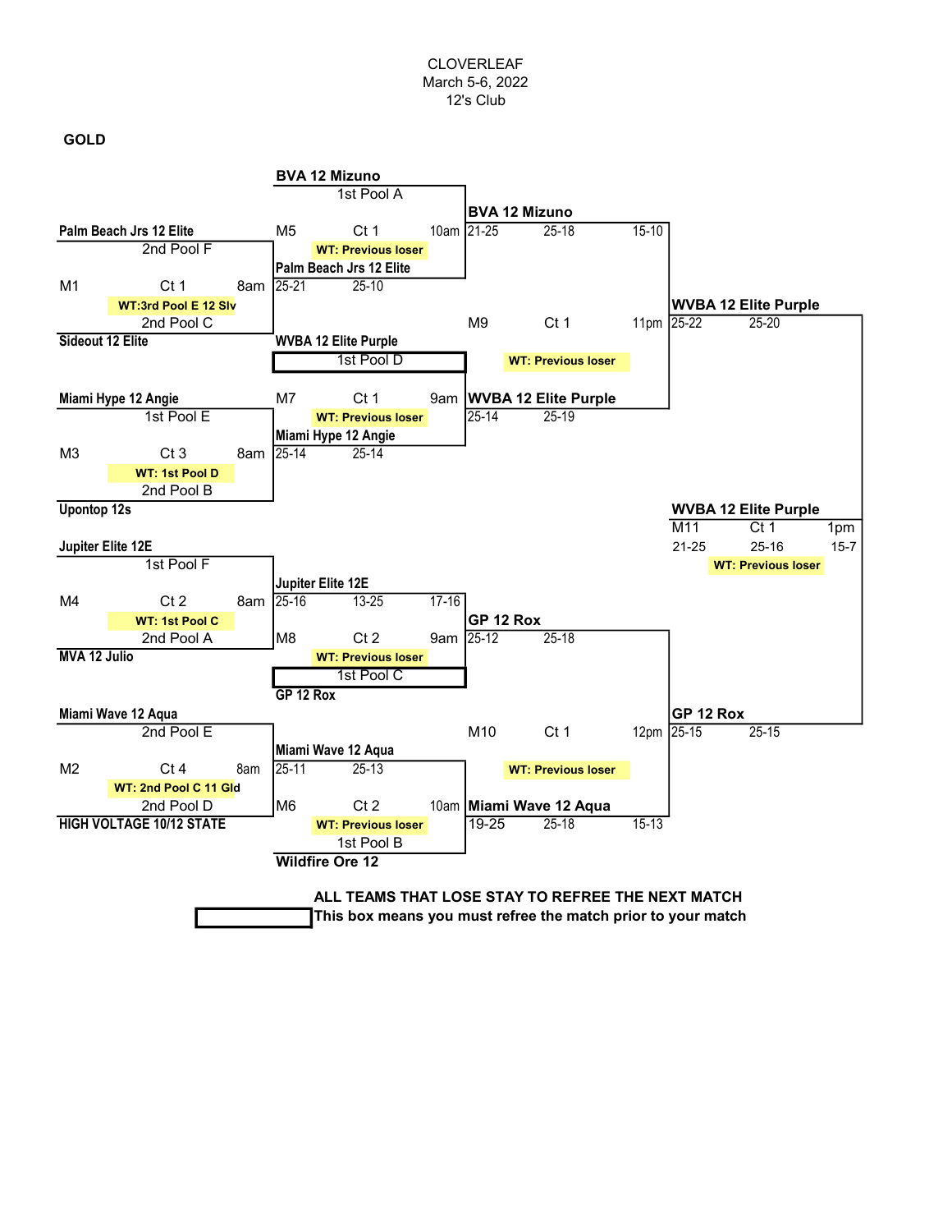CLOVERLEAF
March 5-6, 2022
12's Club

**GOLD**

**First Round (8am)**

| Match | Court | Time | Team 1 | Team 2 | Work Team |
|---|---|---|---|---|---|
| M1 | Ct 1 | 8am | Palm Beach Jrs 12 Elite (2nd Pool F) | Sideout 12 Elite (2nd Pool C) | WT:3rd Pool E 12 Slv |
| M3 | Ct 3 | 8am | Miami Hype 12 Angie (1st Pool E) | Upontop 12s (2nd Pool B) | WT: 1st Pool D |
| M4 | Ct 2 | 8am | Jupiter Elite 12E (1st Pool F) | MVA 12 Julio (2nd Pool A) | WT: 1st Pool C |
| M2 | Ct 4 | 8am | Miami Wave 12 Aqua (2nd Pool E) | HIGH VOLTAGE 10/12 STATE (2nd Pool D) | WT: 2nd Pool C 11 Gld |

**Second Round**

| Match | Court | Time | Team 1 | Team 2 | Work Team |
|---|---|---|---|---|---|
| M5 | Ct 1 | 10am | BVA 12 Mizuno (1st Pool A) | Palm Beach Jrs 12 Elite (25-21, 25-10) | WT: Previous loser |
| M7 | Ct 1 | 9am | WVBA 12 Elite Purple (1st Pool D) | Miami Hype 12 Angie (25-14, 25-14) | WT: Previous loser |
| M8 | Ct 2 | 9am | Jupiter Elite 12E (25-16, 13-25, 17-16) | GP 12 Rox (1st Pool C) | WT: Previous loser |
| M6 | Ct 2 | 10am | Miami Wave 12 Aqua (25-11, 25-13) | Wildfire Ore 12 (1st Pool B) | WT: Previous loser |

**Semifinals**

| Match | Court | Time | Team 1 | Team 2 | Work Team |
|---|---|---|---|---|---|
| M9 | Ct 1 | 11pm | BVA 12 Mizuno (21-25, 25-18, 15-10) | WVBA 12 Elite Purple (25-14, 25-19) | WT: Previous loser |
| M10 | Ct 1 | 12pm | GP 12 Rox (25-12, 25-18) | Miami Wave 12 Aqua (19-25, 25-18, 15-13) | WT: Previous loser |

**Final**

| Match | Court | Time | Team 1 | Team 2 | Work Team |
|---|---|---|---|---|---|
| M11 | Ct 1 | 1pm | WVBA 12 Elite Purple (25-22, 25-20) | GP 12 Rox (25-15, 25-15) | WT: Previous loser |

**Champion: WVBA 12 Elite Purple** (21-25, 25-16, 15-7)

**ALL TEAMS THAT LOSE STAY TO REFREE THE NEXT MATCH**

**This box means you must refree the match prior to your match** (boxed: WVBA 12 Elite Purple – 1st Pool D; GP 12 Rox – 1st Pool C)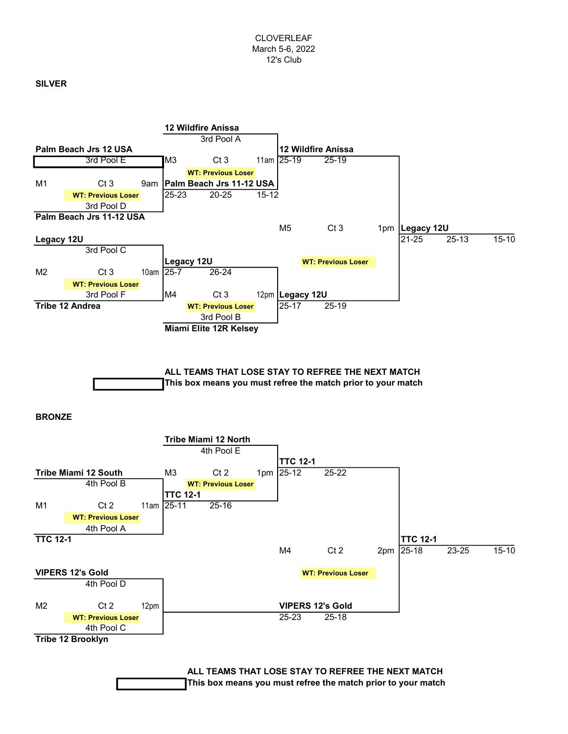CLOVERLEAF
March 5-6, 2022
12's Club

## SILVER

**M1** — Ct 3 — 9am — WT: Previous Loser

- **Palm Beach Jrs 12 USA** (3rd Pool E) [box: must referee the match prior]
- **Palm Beach Jrs 11-12 USA** (3rd Pool D)

**M2** — Ct 3 — 10am — WT: Previous Loser

- **Legacy 12U** (3rd Pool C)
- **Tribe 12 Andrea** (3rd Pool F)

**M3** — Ct 3 — 11am — WT: Previous Loser

- **12 Wildfire Anissa** (3rd Pool A)
- **Palm Beach Jrs 11-12 USA**: 25-23, 20-25, 15-12

**M4** — Ct 3 — 12pm — WT: Previous Loser

- **Legacy 12U**: 25-7, 26-24
- **Miami Elite 12R Kelsey** (3rd Pool B)

**M5** — Ct 3 — 1pm — WT: Previous Loser

- **12 Wildfire Anissa**: 25-19, 25-19
- **Legacy 12U**: 25-17, 25-19

**Legacy 12U**: 21-25, 25-13, 15-10

**ALL TEAMS THAT LOSE STAY TO REFREE THE NEXT MATCH**
**This box means you must refree the match prior to your match**

## BRONZE

**M1** — Ct 2 — 11am — WT: Previous Loser

- **Tribe Miami 12 South** (4th Pool B)
- **TTC 12-1** (4th Pool A)

**M2** — Ct 2 — 12pm — WT: Previous Loser

- **VIPERS 12's Gold** (4th Pool D)
- **Tribe 12 Brooklyn** (4th Pool C)

**M3** — Ct 2 — 1pm — WT: Previous Loser

- **Tribe Miami 12 North** (4th Pool E)
- **TTC 12-1**: 25-11, 25-16

**M4** — Ct 2 — 2pm — WT: Previous Loser

- **TTC 12-1**: 25-12, 25-22
- **VIPERS 12's Gold**: 25-23, 25-18

**TTC 12-1**: 25-18, 23-25, 15-10

**ALL TEAMS THAT LOSE STAY TO REFREE THE NEXT MATCH**
**This box means you must refree the match prior to your match**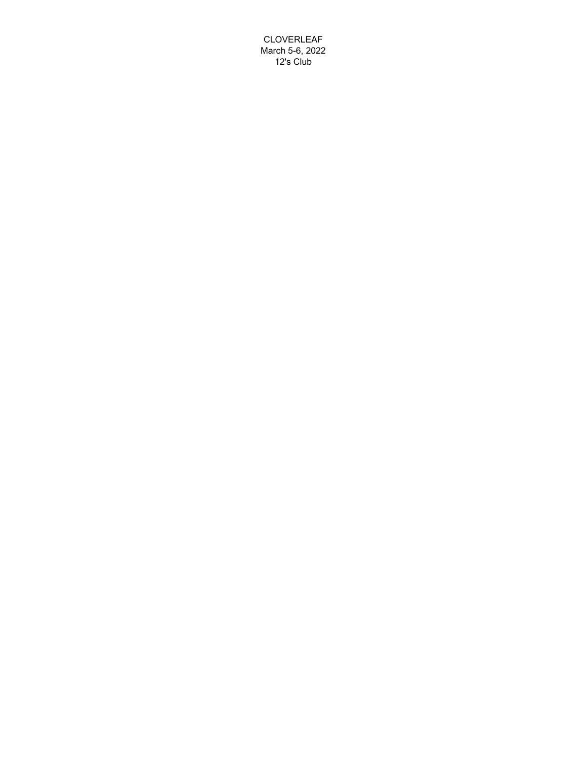CLOVERLEAF
March 5-6, 2022
12's Club